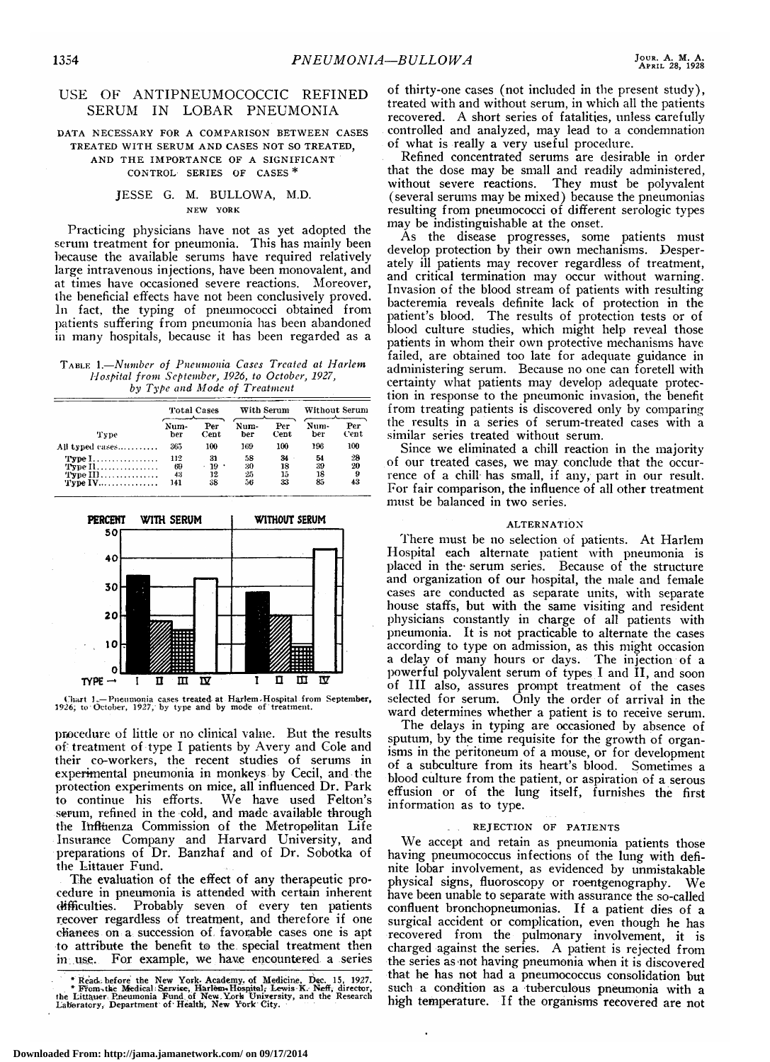# USE OF ANTIPNEUMOCOCCIC REFINED SERUM IN LOBAR PNEUMONIA

## DATA NECESSARY FOR A COMPARISON BETWEEN CASES TREATED WITH SERUM AND CASES NOT SO TREATED, AND THE IMPORTANCE OF A SIGNIFICANT CONTROL SERIES OF CASES *

JESSE G. M. BULLOWA, M.D.

NEW YORK

Practicing physicians have not as yet adopted the serum treatment for pneumonia. This has mainly been because the available serums have required relatively large intravenous injections, have been monovalent, and at times have occasioned severe reactions. Moreover, the beneficial effects have not been conclusively proved. In fact, the typing of pneumococci obtained from patients suffering from pneumonia has been abandoned in many hospitals, because it has been regarded as a procedure of little or no clinical value. But the results of treatment of type I patients by Avery and Cole and their co-workers, the recent studies of serums in experimental pneumonia in monkeys by Cecil, and the protection experiments on mice, all influenced Dr. Park to continue his efforts. We have used Felton's serum, refined in the cold, and made available through the Influenza Commission of the Metropolitan Life Insurance Company and Harvard University, and preparations of Dr. Banzhaf and of Dr. Sobotka of the Littauer Fund.

TABLE 1.—*Number of Pneumonia Cases Treated at Harlem Hospital from September, 1926, to October, 1927, by Type and Mode of Treatment*

| Type | Total Cases | | With Serum | | Without Serum | |
|---|---|---|---|---|---|---|
| | Number | Per Cent | Number | Per Cent | Number | Per Cent |
| All typed cases | 365 | 100 | 169 | 100 | 196 | 100 |
| Type I | 112 | 31 | 58 | 34 | 54 | 28 |
| Type II | 69 | 19 | 30 | 18 | 39 | 20 |
| Type III | 43 | 12 | 25 | 15 | 18 | 9 |
| Type IV | 141 | 38 | 56 | 33 | 85 | 43 |

Chart 1.—Pneumonia cases treated at Harlem Hospital from September, 1926, to October, 1927, by type and by mode of treatment.

The evaluation of the effect of any therapeutic procedure in pneumonia is attended with certain inherent difficulties. Probably seven of every ten patients recover regardless of treatment, and therefore if one chances on a succession of favorable cases one is apt to attribute the benefit to the special treatment then in use. For example, we have encountered a series of thirty-one cases (not included in the present study), treated with and without serum, in which all the patients recovered. A short series of fatalities, unless carefully controlled and analyzed, may lead to a condemnation of what is really a very useful procedure.

Refined concentrated serums are desirable in order that the dose may be small and readily administered, without severe reactions. They must be polyvalent (several serums may be mixed) because the pneumonias resulting from pneumococci of different serologic types may be indistinguishable at the onset.

As the disease progresses, some patients must develop protection by their own mechanisms. Desperately ill patients may recover regardless of treatment, and critical termination may occur without warning. Invasion of the blood stream of patients with resulting bacteremia reveals definite lack of protection in the patient's blood. The results of protection tests or of blood culture studies, which might help reveal those patients in whom their own protective mechanisms have failed, are obtained too late for adequate guidance in administering serum. Because no one can foretell with certainty what patients may develop adequate protection in response to the pneumonic invasion, the benefit from treating patients is discovered only by comparing the results in a series of serum-treated cases with a similar series treated without serum.

Since we eliminated a chill reaction in the majority of our treated cases, we may conclude that the occurrence of a chill has small, if any, part in our result. For fair comparison, the influence of all other treatment must be balanced in two series.

### ALTERNATION

There must be no selection of patients. At Harlem Hospital each alternate patient with pneumonia is placed in the serum series. Because of the structure and organization of our hospital, the male and female cases are conducted as separate units, with separate house staffs, but with the same visiting and resident physicians constantly in charge of all patients with pneumonia. It is not practicable to alternate the cases according to type on admission, as this might occasion a delay of many hours or days. The injection of a powerful polyvalent serum of types I and II, and soon of III also, assures prompt treatment of the cases selected for serum. Only the order of arrival in the ward determines whether a patient is to receive serum.

The delays in typing are occasioned by absence of sputum, by the time requisite for the growth of organisms in the peritoneum of a mouse, or for development of a subculture from its heart's blood. Sometimes a blood culture from the patient, or aspiration of a serous effusion or of the lung itself, furnishes the first information as to type.

### REJECTION OF PATIENTS

We accept and retain as pneumonia patients those having pneumococcus infections of the lung with definite lobar involvement, as evidenced by unmistakable physical signs, fluoroscopy or roentgenography. We have been unable to separate with assurance the so-called confluent bronchopneumonias. If a patient dies of a surgical accident or complication, even though he has recovered from the pulmonary involvement, it is charged against the series. A patient is rejected from the series as not having pneumonia when it is discovered that he has not had a pneumococcus consolidation but such a condition as a tuberculous pneumonia with a high temperature. If the organisms recovered are not

---

\* Read before the New York Academy of Medicine, Dec. 15, 1927.

\* From the Medical Service, Harlem Hospital, Lewis K. Neff, director, the Littauer Pneumonia Fund of New York University, and the Research Laboratory, Department of Health, New York City.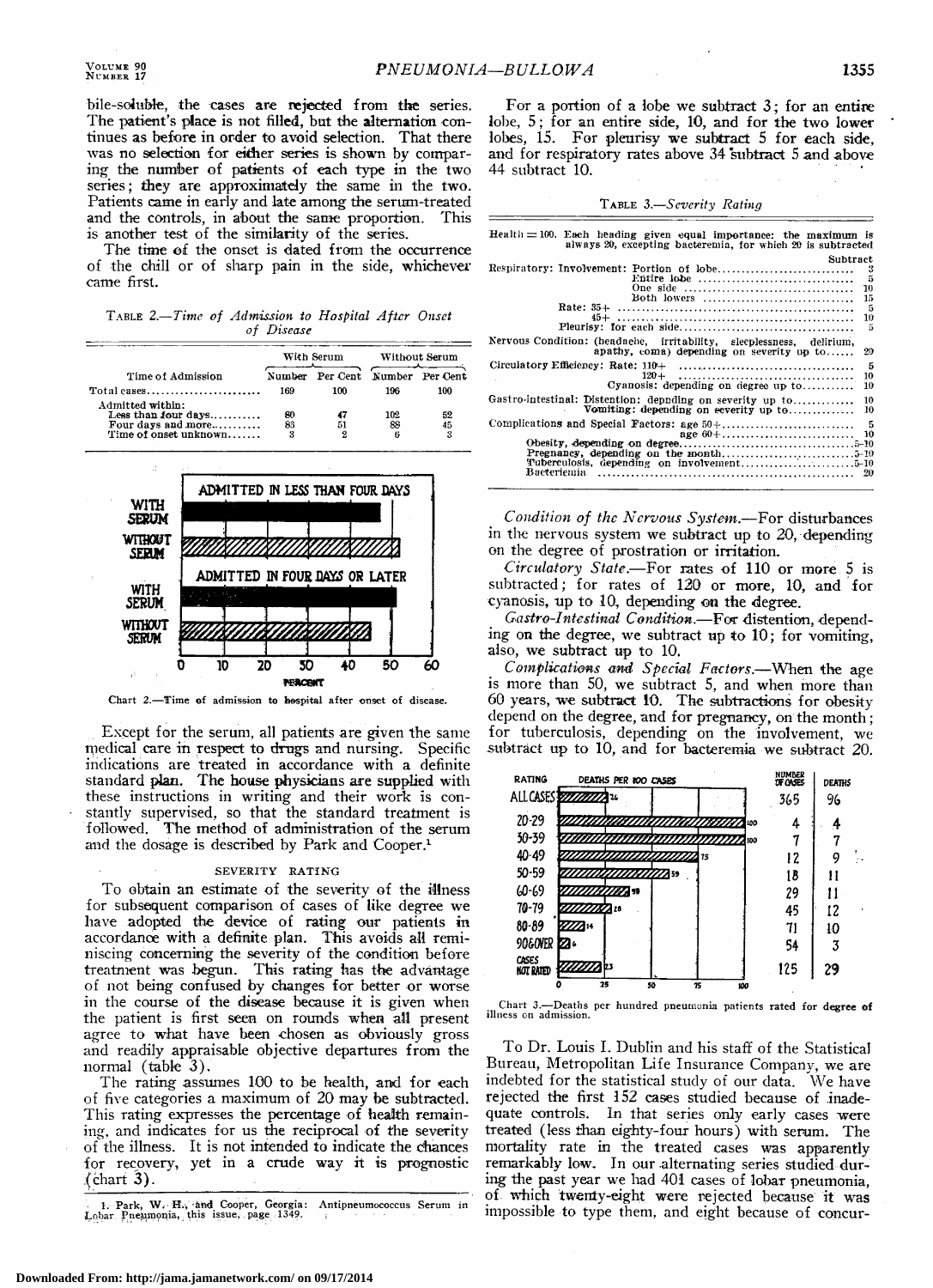bile-soluble, the cases are rejected from the series. The patient's place is not filled, but the alternation continues as before in order to avoid selection. That there was no selection for either series is shown by comparing the number of patients of each type in the two series; they are approximately the same in the two. Patients came in early and late among the serum-treated and the controls, in about the same proportion. This is another test of the similarity of the series.

The time of the onset is dated from the occurrence of the chill or of sharp pain in the side, whichever came first.

TABLE 2.—*Time of Admission to Hospital After Onset of Disease*

| Time of Admission | With Serum | | Without Serum | |
|---|---|---|---|---|
| | Number | Per Cent | Number | Per Cent |
| Total cases | 169 | 100 | 196 | 100 |
| Admitted within: | | | | |
| Less than four days | 80 | 47 | 102 | 52 |
| Four days and more | 86 | 51 | 88 | 45 |
| Time of onset unknown | 3 | 2 | 6 | 3 |

Chart 2.—Time of admission to hospital after onset of disease.

Except for the serum, all patients are given the same medical care in respect to drugs and nursing. Specific indications are treated in accordance with a definite standard plan. The house physicians are supplied with these instructions in writing and their work is constantly supervised, so that the standard treatment is followed. The method of administration of the serum and the dosage is described by Park and Cooper.[1]

## SEVERITY RATING

To obtain an estimate of the severity of the illness for subsequent comparison of cases of like degree we have adopted the device of rating our patients in accordance with a definite plan. This avoids all reminiscing concerning the severity of the condition before treatment was begun. This rating has the advantage of not being confused by changes for better or worse in the course of the disease because it is given when the patient is first seen on rounds when all present agree to what have been chosen as obviously gross and readily appraisable objective departures from the normal (table 3).

The rating assumes 100 to be health, and for each of five categories a maximum of 20 may be subtracted. This rating expresses the percentage of health remaining, and indicates for us the reciprocal of the severity of the illness. It is not intended to indicate the chances for recovery, yet in a crude way it is prognostic (chart 3).

For a portion of a lobe we subtract 3; for an entire lobe, 5; for an entire side, 10, and for the two lower lobes, 15. For pleurisy we subtract 5 for each side, and for respiratory rates above 34 subtract 5 and above 44 subtract 10.

TABLE 3.—*Severity Rating*

Health = 100. Each heading given equal importance: the maximum is always 20, excepting bacteremia, for which 20 is subtracted

| | Subtract |
|---|---|
| Respiratory: Involvement: Portion of lobe | 3 |
| Entire lobe | 5 |
| One side | 10 |
| Both lowers | 15 |
| Rate: 35+ | 5 |
| 45+ | 10 |
| Pleurisy: for each side | 5 |
| Nervous Condition: (headache, irritability, sleeplessness, delirium, apathy, coma) depending on severity up to | 20 |
| Circulatory Efficiency: Rate: 110+ | 5 |
| 120+ | 10 |
| Cyanosis: depending on degree up to | 10 |
| Gastro-intestinal: Distention: depnding on severity up to | 10 |
| Vomiting: depending on severity up to | 10 |
| Complications and Special Factors: age 50+ | 5 |
| age 60+ | 10 |
| Obesity, depending on degree | 5-10 |
| Pregnancy, depending on the month | 5-10 |
| Tuberculosis, depending on involvement | 5-10 |
| Bacteremia | 20 |

*Condition of the Nervous System.*—For disturbances in the nervous system we subtract up to 20, depending on the degree of prostration or irritation.

*Circulatory State.*—For rates of 110 or more 5 is subtracted; for rates of 120 or more, 10, and for cyanosis, up to 10, depending on the degree.

*Gastro-Intestinal Condition.*—For distention, depending on the degree, we subtract up to 10; for vomiting, also, we subtract up to 10.

*Complications and Special Factors.*—When the age is more than 50, we subtract 5, and when more than 60 years, we subtract 10. The subtractions for obesity depend on the degree, and for pregnancy, on the month; for tuberculosis, depending on the involvement, we subtract up to 10, and for bacteremia we subtract 20.

| Rating | Deaths per 100 Cases | Number of Cases | Deaths |
|---|---|---|---|
| All cases | 26 | 365 | 96 |
| 20-29 | 100 | 4 | 4 |
| 30-39 | 100 | 7 | 7 |
| 40-49 | 75 | 12 | 9 |
| 50-59 | 59 | 18 | 11 |
| 60-69 | 38 | 29 | 11 |
| 70-79 | 28 | 45 | 12 |
| 80-89 | 14 | 71 | 10 |
| 90 & over | 6 | 54 | 3 |
| Cases not rated | 23 | 125 | 29 |

Chart 3.—Deaths per hundred pneumonia patients rated for degree of illness on admission.

To Dr. Louis I. Dublin and his staff of the Statistical Bureau, Metropolitan Life Insurance Company, we are indebted for the statistical study of our data. We have rejected the first 152 cases studied because of inadequate controls. In that series only early cases were treated (less than eighty-four hours) with serum. The mortality rate in the treated cases was apparently remarkably low. In our alternating series studied during the past year we had 401 cases of lobar pneumonia, of which twenty-eight were rejected because it was impossible to type them, and eight because of concur-

1. Park, W. H., and Cooper, Georgia: Antipneumococcus Serum in Lobar Pneumonia, this issue, page 1349.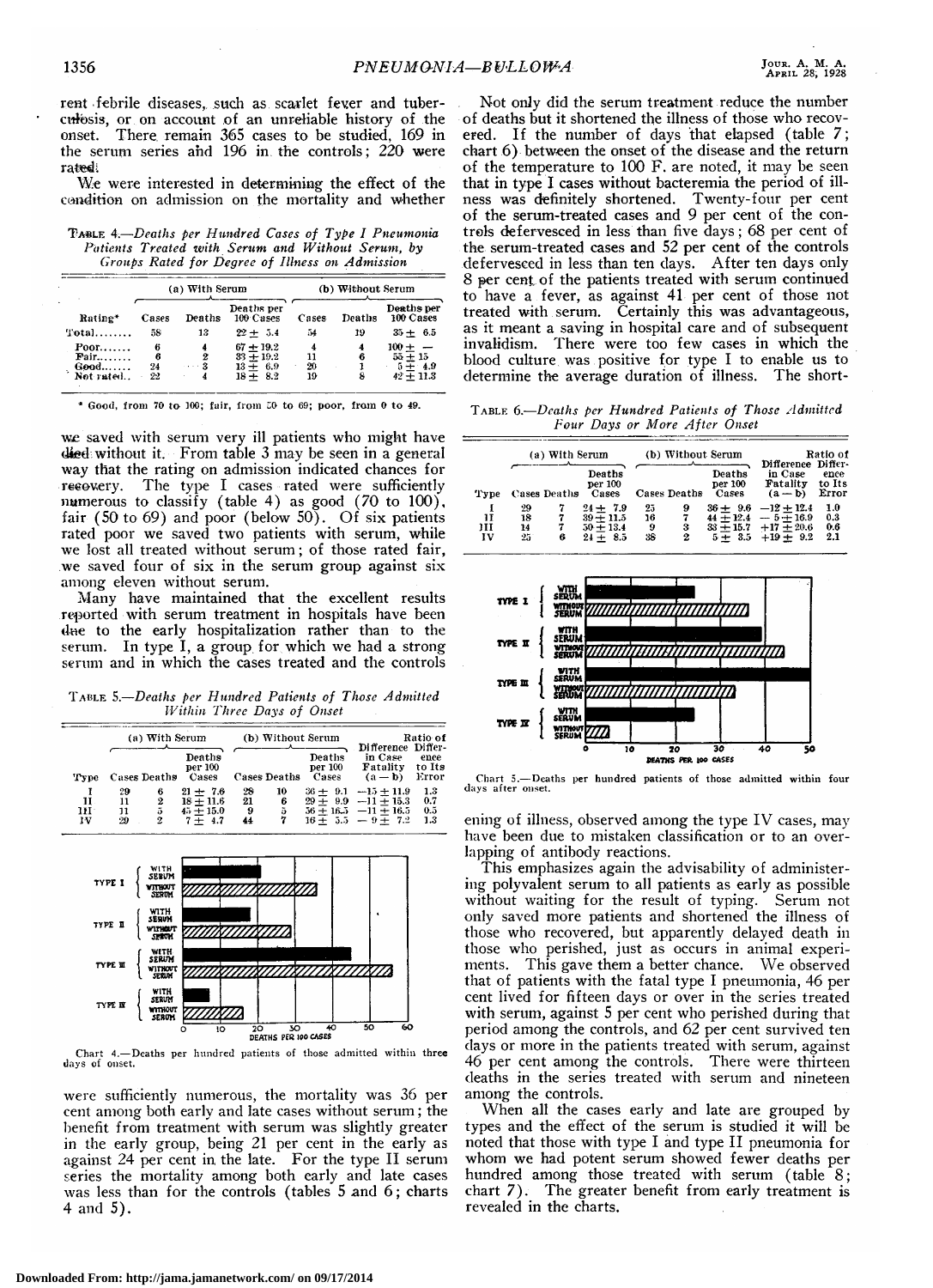rent febrile diseases, such as scarlet fever and tuberculosis, or on account of an unreliable history of the onset. There remain 365 cases to be studied, 169 in the serum series and 196 in the controls; 220 were rated.

We were interested in determining the effect of the condition on admission on the mortality and whether

Table 4.—*Deaths per Hundred Cases of Type I Pneumonia Patients Treated with Serum and Without Serum, by Groups Rated for Degree of Illness on Admission*

| | (a) With Serum | | | (b) Without Serum | | |
|---|---|---|---|---|---|---|
| Rating* | Cases | Deaths | Deaths per 100 Cases | Cases | Deaths | Deaths per 100 Cases |
| Total........ | 58 | 13 | 22 ± 5.4 | 54 | 19 | 35 ± 6.5 |
| Poor........ | 6 | 4 | 67 ± 19.2 | 4 | 4 | 100 ± — |
| Fair........ | 6 | 2 | 33 ± 19.2 | 11 | 6 | 55 ± 15 |
| Good........ | 24 | 3 | 13 ± 6.9 | 20 | 1 | 5 ± 4.9 |
| Not rated.. | 22 | 4 | 18 ± 8.2 | 19 | 8 | 42 ± 11.3 |

\* Good, from 70 to 100; fair, from 50 to 69; poor, from 0 to 49.

we saved with serum very ill patients who might have died without it. From table 3 may be seen in a general way that the rating on admission indicated chances for recovery. The type I cases rated were sufficiently numerous to classify (table 4) as good (70 to 100), fair (50 to 69) and poor (below 50). Of six patients rated poor we saved two patients with serum, while we lost all treated without serum; of those rated fair, we saved four of six in the serum group against six among eleven without serum.

Many have maintained that the excellent results reported with serum treatment in hospitals have been due to the early hospitalization rather than to the serum. In type I, a group for which we had a strong serum and in which the cases treated and the controls

Table 5.—*Deaths per Hundred Patients of Those Admitted Within Three Days of Onset*

| | (a) With Serum | | | (b) Without Serum | | | | |
|---|---|---|---|---|---|---|---|---|
| Type | Cases | Deaths | Deaths per 100 Cases | Cases | Deaths | Deaths per 100 Cases | Difference in Case Fatality (a — b) | Ratio of Difference to Its Error |
| I | 29 | 6 | 21 ± 7.6 | 28 | 10 | 36 ± 9.1 | —15 ± 11.9 | 1.3 |
| II | 11 | 2 | 18 ± 11.6 | 21 | 6 | 29 ± 9.9 | —11 ± 15.3 | 0.7 |
| III | 11 | 5 | 45 ± 15.0 | 9 | 5 | 56 ± 16.5 | —11 ± 16.5 | 0.5 |
| IV | 29 | 2 | 7 ± 4.7 | 44 | 7 | 16 ± 5.5 | — 9 ± 7.2 | 1.3 |

Chart 4.—Deaths per hundred patients of those admitted within three days of onset.

were sufficiently numerous, the mortality was 36 per cent among both early and late cases without serum; the benefit from treatment with serum was slightly greater in the early group, being 21 per cent in the early as against 24 per cent in the late. For the type II serum series the mortality among both early and late cases was less than for the controls (tables 5 and 6; charts 4 and 5).

Not only did the serum treatment reduce the number of deaths but it shortened the illness of those who recovered. If the number of days that elapsed (table 7; chart 6) between the onset of the disease and the return of the temperature to 100 F. are noted, it may be seen that in type I cases without bacteremia the period of illness was definitely shortened. Twenty-four per cent of the serum-treated cases and 9 per cent of the controls defervesced in less than five days; 68 per cent of the serum-treated cases and 52 per cent of the controls defervesced in less than ten days. After ten days only 8 per cent of the patients treated with serum continued to have a fever, as against 41 per cent of those not treated with serum. Certainly this was advantageous, as it meant a saving in hospital care and of subsequent invalidism. There were too few cases in which the blood culture was positive for type I to enable us to determine the average duration of illness. The short-

Table 6.—*Deaths per Hundred Patients of Those Admitted Four Days or More After Onset*

| | (a) With Serum | | | (b) Without Serum | | | | |
|---|---|---|---|---|---|---|---|---|
| Type | Cases | Deaths | Deaths per 100 Cases | Cases | Deaths | Deaths per 100 Cases | Difference in Case Fatality (a — b) | Ratio of Difference to Its Error |
| I | 29 | 7 | 24 ± 7.9 | 25 | 9 | 36 ± 9.6 | —12 ± 12.4 | 1.0 |
| II | 18 | 7 | 39 ± 11.5 | 16 | 7 | 44 ± 12.4 | — 5 ± 16.9 | 0.3 |
| III | 14 | 7 | 50 ± 13.4 | 9 | 3 | 33 ± 15.7 | +17 ± 20.6 | 0.6 |
| IV | 25 | 6 | 24 ± 8.5 | 38 | 2 | 5 ± 3.5 | +19 ± 9.2 | 2.1 |

Chart 5.—Deaths per hundred patients of those admitted within four days after onset.

ening of illness, observed among the type IV cases, may have been due to mistaken classification or to an overlapping of antibody reactions.

This emphasizes again the advisability of administering polyvalent serum to all patients as early as possible without waiting for the result of typing. Serum not only saved more patients and shortened the illness of those who recovered, but apparently delayed death in those who perished, just as occurs in animal experiments. This gave them a better chance. We observed that of patients with the fatal type I pneumonia, 46 per cent lived for fifteen days or over in the series treated with serum, against 5 per cent who perished during that period among the controls, and 62 per cent survived ten days or more in the patients treated with serum, against 46 per cent among the controls. There were thirteen deaths in the series treated with serum and nineteen among the controls.

When all the cases early and late are grouped by types and the effect of the serum is studied it will be noted that those with type I and type II pneumonia for whom we had potent serum showed fewer deaths per hundred among those treated with serum (table 8; chart 7). The greater benefit from early treatment is revealed in the charts.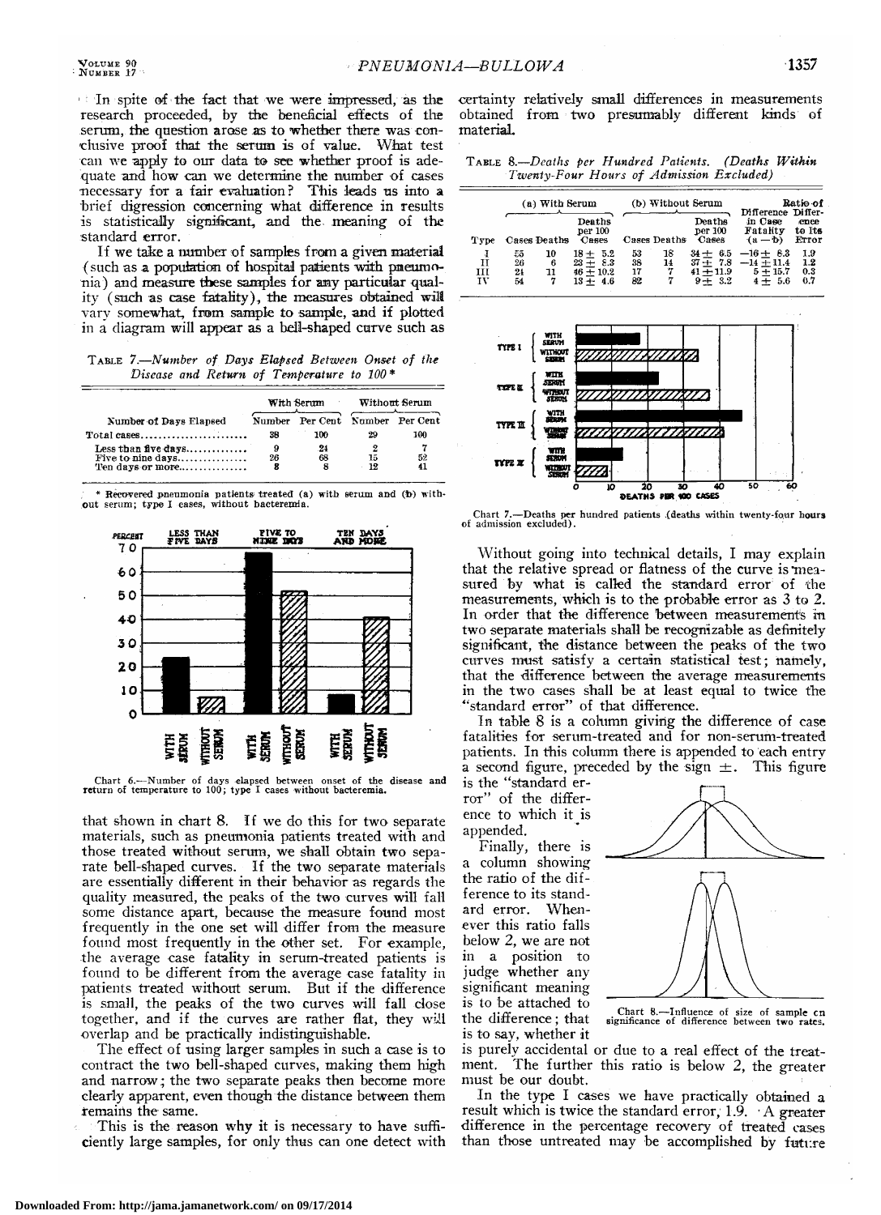In spite of the fact that we were impressed, as the research proceeded, by the beneficial effects of the serum, the question arose as to whether there was conclusive proof that the serum is of value. What test can we apply to our data to see whether proof is adequate and how can we determine the number of cases necessary for a fair evaluation? This leads us into a brief digression concerning what difference in results is statistically significant, and the meaning of the standard error.

If we take a number of samples from a given material (such as a population of hospital patients with pneumonia) and measure these samples for any particular quality (such as case fatality), the measures obtained will vary somewhat, from sample to sample, and if plotted in a diagram will appear as a bell-shaped curve such as

Table 7.—*Number of Days Elapsed Between Onset of the Disease and Return of Temperature to 100* *

| Number of Days Elapsed | With Serum | | Without Serum | |
|---|---|---|---|---|
| | Number | Per Cent | Number | Per Cent |
| Total cases | 38 | 100 | 29 | 100 |
| Less than five days | 9 | 24 | 2 | 7 |
| Five to nine days | 26 | 68 | 15 | 52 |
| Ten days or more | 3 | 8 | 12 | 41 |

\* Recovered pneumonia patients treated (a) with serum and (b) without serum; type I cases, without bacteremia.

Chart 6.—Number of days elapsed between onset of the disease and return of temperature to 100; type I cases without bacteremia.

that shown in chart 8. If we do this for two separate materials, such as pneumonia patients treated with and those treated without serum, we shall obtain two separate bell-shaped curves. If the two separate materials are essentially different in their behavior as regards the quality measured, the peaks of the two curves will fall some distance apart, because the measure found most frequently in the one set will differ from the measure found most frequently in the other set. For example, the average case fatality in serum-treated patients is found to be different from the average case fatality in patients treated without serum. But if the difference is small, the peaks of the two curves will fall close together, and if the curves are rather flat, they will overlap and be practically indistinguishable.

The effect of using larger samples in such a case is to contract the two bell-shaped curves, making them high and narrow; the two separate peaks then become more clearly apparent, even though the distance between them remains the same.

This is the reason why it is necessary to have sufficiently large samples, for only thus can one detect with certainty relatively small differences in measurements obtained from two presumably different kinds of material.

Table 8.—*Deaths per Hundred Patients. (Deaths Within Twenty-Four Hours of Admission Excluded)*

| Type | (a) With Serum | | | (b) Without Serum | | | Difference in Case Fatality (a — b) | Ratio of Difference to Its Error |
|---|---|---|---|---|---|---|---|---|
| | Cases | Deaths | Deaths per 100 Cases | Cases | Deaths | Deaths per 100 Cases | | |
| I | 55 | 10 | 18 ± 5.2 | 53 | 18 | 34 ± 6.5 | −16 ± 8.3 | 1.9 |
| II | 26 | 6 | 23 ± 8.3 | 38 | 14 | 37 ± 7.8 | −14 ± 11.4 | 1.2 |
| III | 24 | 11 | 46 ± 10.2 | 17 | 7 | 41 ± 11.9 | 5 ± 15.7 | 0.3 |
| IV | 54 | 7 | 13 ± 4.6 | 82 | 7 | 9 ± 3.2 | 4 ± 5.6 | 0.7 |

Chart 7.—Deaths per hundred patients (deaths within twenty-four hours of admission excluded).

Without going into technical details, I may explain that the relative spread or flatness of the curve is measured by what is called the standard error of the measurements, which is to the probable error as 3 to 2. In order that the difference between measurements in two separate materials shall be recognizable as definitely significant, the distance between the peaks of the two curves must satisfy a certain statistical test; namely, that the difference between the average measurements in the two cases shall be at least equal to twice the "standard error" of that difference.

In table 8 is a column giving the difference of case fatalities for serum-treated and for non-serum-treated patients. In this column there is appended to each entry a second figure, preceded by the sign ±. This figure is the "standard error" of the difference to which it is appended.

Finally, there is a column showing the ratio of the difference to its standard error. Whenever this ratio falls below 2, we are not in a position to judge whether any significant meaning is to be attached to the difference; that is to say, whether it is purely accidental or due to a real effect of the treatment. The further this ratio is below 2, the greater must be our doubt.

Chart 8.—Influence of size of sample on significance of difference between two rates.

In the type I cases we have practically obtained a result which is twice the standard error, 1.9. A greater difference in the percentage recovery of treated cases than those untreated may be accomplished by future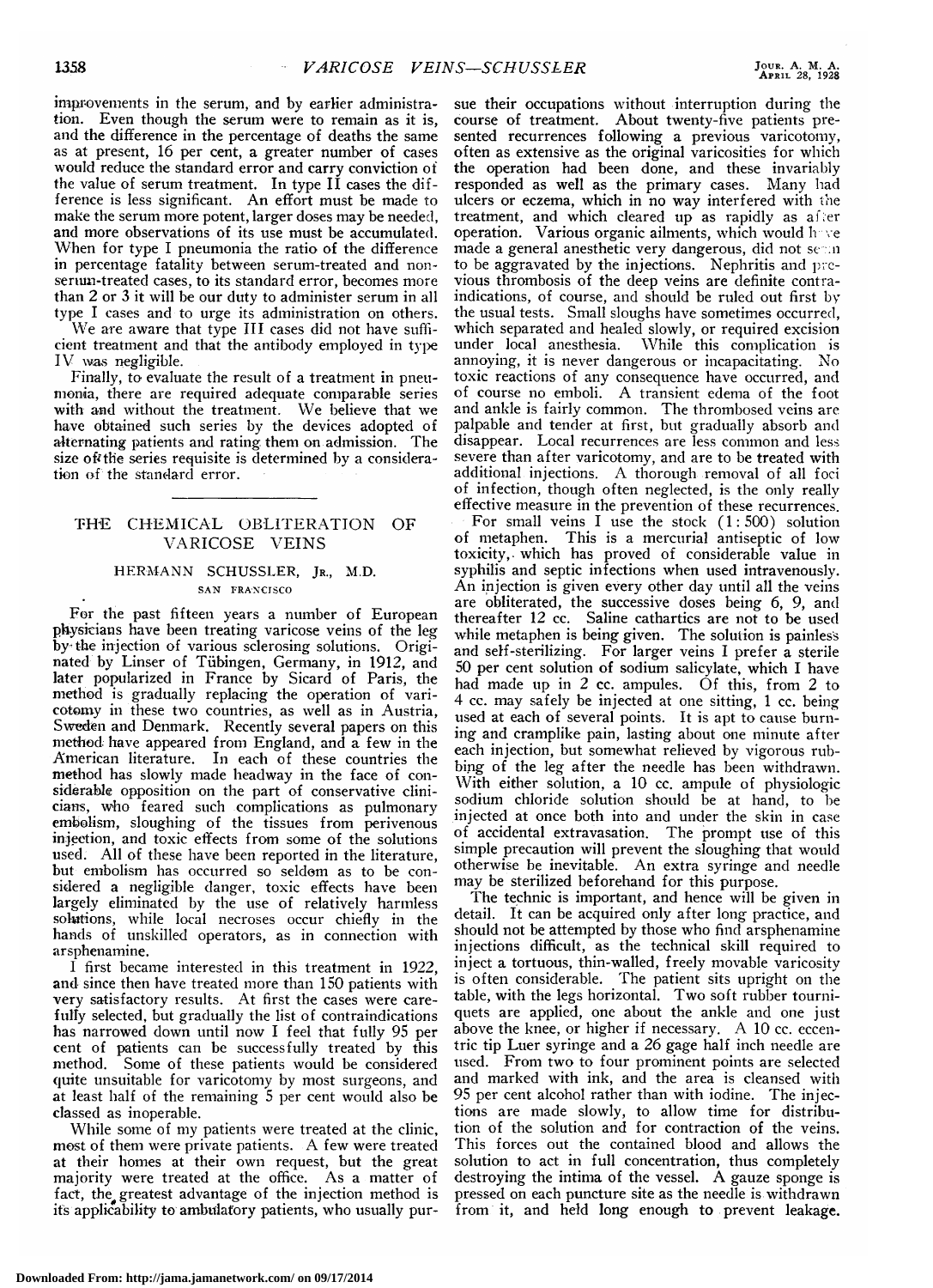improvements in the serum, and by earlier administration. Even though the serum were to remain as it is, and the difference in the percentage of deaths the same as at present, 16 per cent, a greater number of cases would reduce the standard error and carry conviction of the value of serum treatment. In type II cases the difference is less significant. An effort must be made to make the serum more potent, larger doses may be needed, and more observations of its use must be accumulated. When for type I pneumonia the ratio of the difference in percentage fatality between serum-treated and non-serum-treated cases, to its standard error, becomes more than 2 or 3 it will be our duty to administer serum in all type I cases and to urge its administration on others.

We are aware that type III cases did not have sufficient treatment and that the antibody employed in type IV was negligible.

Finally, to evaluate the result of a treatment in pneumonia, there are required adequate comparable series with and without the treatment. We believe that we have obtained such series by the devices adopted of alternating patients and rating them on admission. The size of the series requisite is determined by a consideration of the standard error.

# THE CHEMICAL OBLITERATION OF VARICOSE VEINS

HERMANN SCHUSSLER, Jr., M.D.
SAN FRANCISCO

For the past fifteen years a number of European physicians have been treating varicose veins of the leg by the injection of various sclerosing solutions. Originated by Linser of Tübingen, Germany, in 1912, and later popularized in France by Sicard of Paris, the method is gradually replacing the operation of varicotomy in these two countries, as well as in Austria, Sweden and Denmark. Recently several papers on this method have appeared from England, and a few in the American literature. In each of these countries the method has slowly made headway in the face of considerable opposition on the part of conservative clinicians, who feared such complications as pulmonary embolism, sloughing of the tissues from perivenous injection, and toxic effects from some of the solutions used. All of these have been reported in the literature, but embolism has occurred so seldom as to be considered a negligible danger, toxic effects have been largely eliminated by the use of relatively harmless solutions, while local necroses occur chiefly in the hands of unskilled operators, as in connection with arsphenamine.

I first became interested in this treatment in 1922, and since then have treated more than 150 patients with very satisfactory results. At first the cases were carefully selected, but gradually the list of contraindications has narrowed down until now I feel that fully 95 per cent of patients can be successfully treated by this method. Some of these patients would be considered quite unsuitable for varicotomy by most surgeons, and at least half of the remaining 5 per cent would also be classed as inoperable.

While some of my patients were treated at the clinic, most of them were private patients. A few were treated at their homes at their own request, but the great majority were treated at the office. As a matter of fact, the greatest advantage of the injection method is its applicability to ambulatory patients, who usually pursue their occupations without interruption during the course of treatment. About twenty-five patients presented recurrences following a previous varicotomy, often as extensive as the original varicosities for which the operation had been done, and these invariably responded as well as the primary cases. Many had ulcers or eczema, which in no way interfered with the treatment, and which cleared up as rapidly as after operation. Various organic ailments, which would have made a general anesthetic very dangerous, did not seem to be aggravated by the injections. Nephritis and previous thrombosis of the deep veins are definite contraindications, of course, and should be ruled out first by the usual tests. Small sloughs have sometimes occurred, which separated and healed slowly, or required excision under local anesthesia. While this complication is annoying, it is never dangerous or incapacitating. No toxic reactions of any consequence have occurred, and of course no emboli. A transient edema of the foot and ankle is fairly common. The thrombosed veins are palpable and tender at first, but gradually absorb and disappear. Local recurrences are less common and less severe than after varicotomy, and are to be treated with additional injections. A thorough removal of all foci of infection, though often neglected, is the only really effective measure in the prevention of these recurrences.

For small veins I use the stock (1:500) solution of metaphen. This is a mercurial antiseptic of low toxicity, which has proved of considerable value in syphilis and septic infections when used intravenously. An injection is given every other day until all the veins are obliterated, the successive doses being 6, 9, and thereafter 12 cc. Saline cathartics are not to be used while metaphen is being given. The solution is painless and self-sterilizing. For larger veins I prefer a sterile 50 per cent solution of sodium salicylate, which I have had made up in 2 cc. ampules. Of this, from 2 to 4 cc. may safely be injected at one sitting, 1 cc. being used at each of several points. It is apt to cause burning and cramplike pain, lasting about one minute after each injection, but somewhat relieved by vigorous rubbing of the leg after the needle has been withdrawn. With either solution, a 10 cc. ampule of physiologic sodium chloride solution should be at hand, to be injected at once both into and under the skin in case of accidental extravasation. The prompt use of this simple precaution will prevent the sloughing that would otherwise be inevitable. An extra syringe and needle may be sterilized beforehand for this purpose.

The technic is important, and hence will be given in detail. It can be acquired only after long practice, and should not be attempted by those who find arsphenamine injections difficult, as the technical skill required to inject a tortuous, thin-walled, freely movable varicosity is often considerable. The patient sits upright on the table, with the legs horizontal. Two soft rubber tourniquets are applied, one about the ankle and one just above the knee, or higher if necessary. A 10 cc. eccentric tip Luer syringe and a 26 gage half inch needle are used. From two to four prominent points are selected and marked with ink, and the area is cleansed with 95 per cent alcohol rather than with iodine. The injections are made slowly, to allow time for distribution of the solution and for contraction of the veins. This forces out the contained blood and allows the solution to act in full concentration, thus completely destroying the intima of the vessel. A gauze sponge is pressed on each puncture site as the needle is withdrawn from it, and held long enough to prevent leakage.